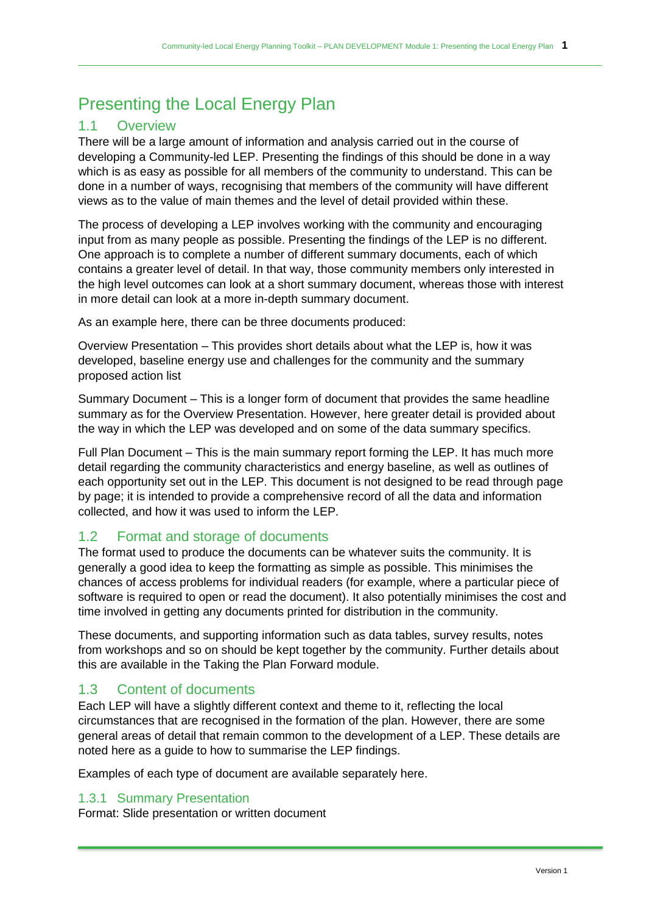# Presenting the Local Energy Plan

## 1.1 Overview

There will be a large amount of information and analysis carried out in the course of developing a Community-led LEP. Presenting the findings of this should be done in a way which is as easy as possible for all members of the community to understand. This can be done in a number of ways, recognising that members of the community will have different views as to the value of main themes and the level of detail provided within these.

The process of developing a LEP involves working with the community and encouraging input from as many people as possible. Presenting the findings of the LEP is no different. One approach is to complete a number of different summary documents, each of which contains a greater level of detail. In that way, those community members only interested in the high level outcomes can look at a short summary document, whereas those with interest in more detail can look at a more in-depth summary document.

As an example here, there can be three documents produced:

Overview Presentation – This provides short details about what the LEP is, how it was developed, baseline energy use and challenges for the community and the summary proposed action list

Summary Document – This is a longer form of document that provides the same headline summary as for the Overview Presentation. However, here greater detail is provided about the way in which the LEP was developed and on some of the data summary specifics.

Full Plan Document – This is the main summary report forming the LEP. It has much more detail regarding the community characteristics and energy baseline, as well as outlines of each opportunity set out in the LEP. This document is not designed to be read through page by page; it is intended to provide a comprehensive record of all the data and information collected, and how it was used to inform the LEP.

## 1.2 Format and storage of documents

The format used to produce the documents can be whatever suits the community. It is generally a good idea to keep the formatting as simple as possible. This minimises the chances of access problems for individual readers (for example, where a particular piece of software is required to open or read the document). It also potentially minimises the cost and time involved in getting any documents printed for distribution in the community.

These documents, and supporting information such as data tables, survey results, notes from workshops and so on should be kept together by the community. Further details about this are available in the Taking the Plan Forward module.

## 1.3 Content of documents

Each LEP will have a slightly different context and theme to it, reflecting the local circumstances that are recognised in the formation of the plan. However, there are some general areas of detail that remain common to the development of a LEP. These details are noted here as a guide to how to summarise the LEP findings.

Examples of each type of document are available separately here.

### 1.3.1 Summary Presentation

Format: Slide presentation or written document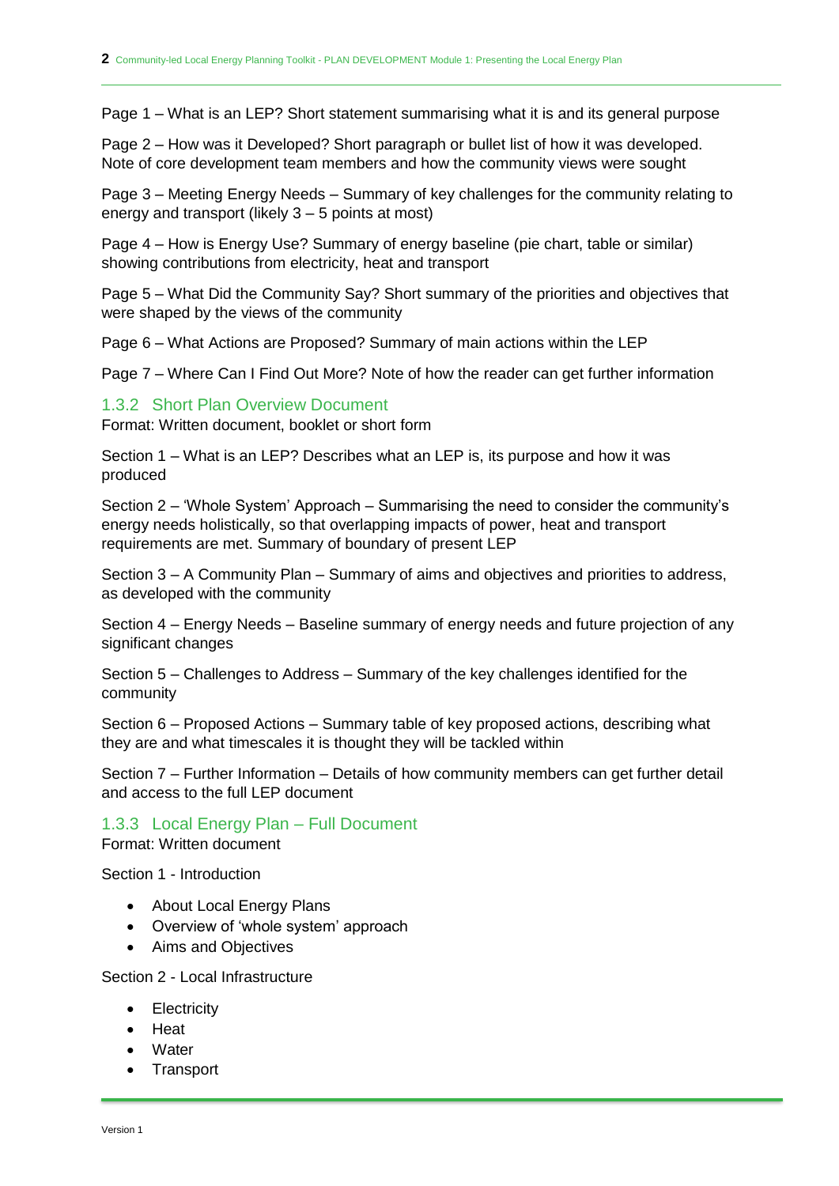Page 1 – What is an LEP? Short statement summarising what it is and its general purpose

Page 2 – How was it Developed? Short paragraph or bullet list of how it was developed. Note of core development team members and how the community views were sought

Page 3 – Meeting Energy Needs – Summary of key challenges for the community relating to energy and transport (likely 3 – 5 points at most)

Page 4 – How is Energy Use? Summary of energy baseline (pie chart, table or similar) showing contributions from electricity, heat and transport

Page 5 – What Did the Community Say? Short summary of the priorities and objectives that were shaped by the views of the community

Page 6 – What Actions are Proposed? Summary of main actions within the LEP

Page 7 – Where Can I Find Out More? Note of how the reader can get further information

### 1.3.2 Short Plan Overview Document

Format: Written document, booklet or short form

Section 1 – What is an LEP? Describes what an LEP is, its purpose and how it was produced

Section 2 – 'Whole System' Approach – Summarising the need to consider the community's energy needs holistically, so that overlapping impacts of power, heat and transport requirements are met. Summary of boundary of present LEP

Section 3 – A Community Plan – Summary of aims and objectives and priorities to address, as developed with the community

Section 4 – Energy Needs – Baseline summary of energy needs and future projection of any significant changes

Section 5 – Challenges to Address – Summary of the key challenges identified for the community

Section 6 – Proposed Actions – Summary table of key proposed actions, describing what they are and what timescales it is thought they will be tackled within

Section 7 – Further Information – Details of how community members can get further detail and access to the full LEP document

### 1.3.3 Local Energy Plan – Full Document

Format: Written document

Section 1 - Introduction

- About Local Energy Plans
- Overview of 'whole system' approach
- Aims and Objectives

Section 2 - Local Infrastructure

- Electricity
- Heat
- Water
- Transport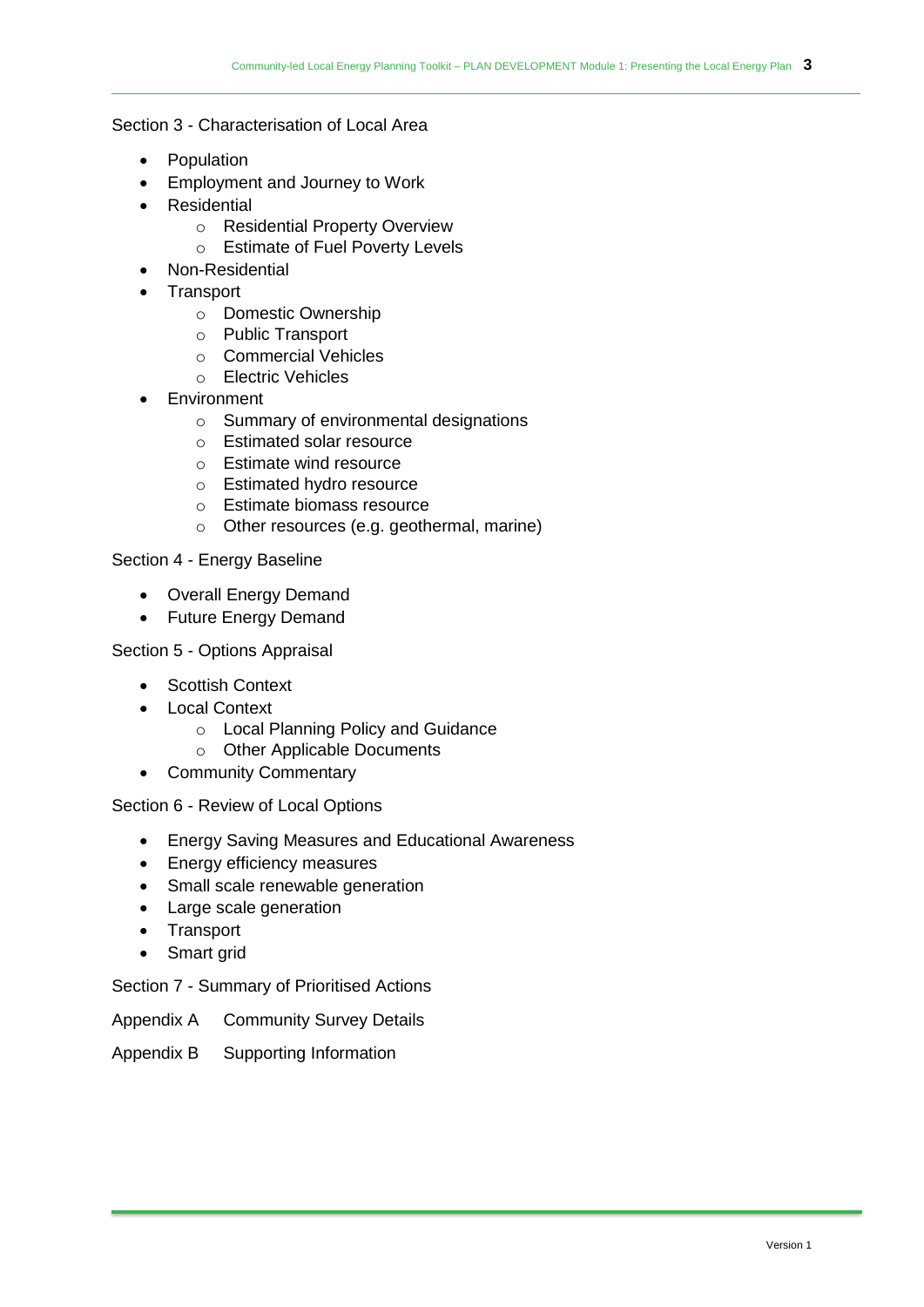Section 3 - Characterisation of Local Area

- Population
- Employment and Journey to Work
- Residential
    - Residential Property Overview
    - Estimate of Fuel Poverty Levels
- Non-Residential
- Transport
    - Domestic Ownership
    - Public Transport
    - Commercial Vehicles
    - Electric Vehicles
- Environment
    - Summary of environmental designations
    - Estimated solar resource
    - Estimate wind resource
    - Estimated hydro resource
    - Estimate biomass resource
    - Other resources (e.g. geothermal, marine)

Section 4 - Energy Baseline

- Overall Energy Demand
- Future Energy Demand

Section 5 - Options Appraisal

- Scottish Context
- Local Context
    - Local Planning Policy and Guidance
    - Other Applicable Documents
- Community Commentary

Section 6 - Review of Local Options

- Energy Saving Measures and Educational Awareness
- Energy efficiency measures
- Small scale renewable generation
- Large scale generation
- Transport
- Smart grid

Section 7 - Summary of Prioritised Actions

Appendix A Community Survey Details

Appendix B Supporting Information